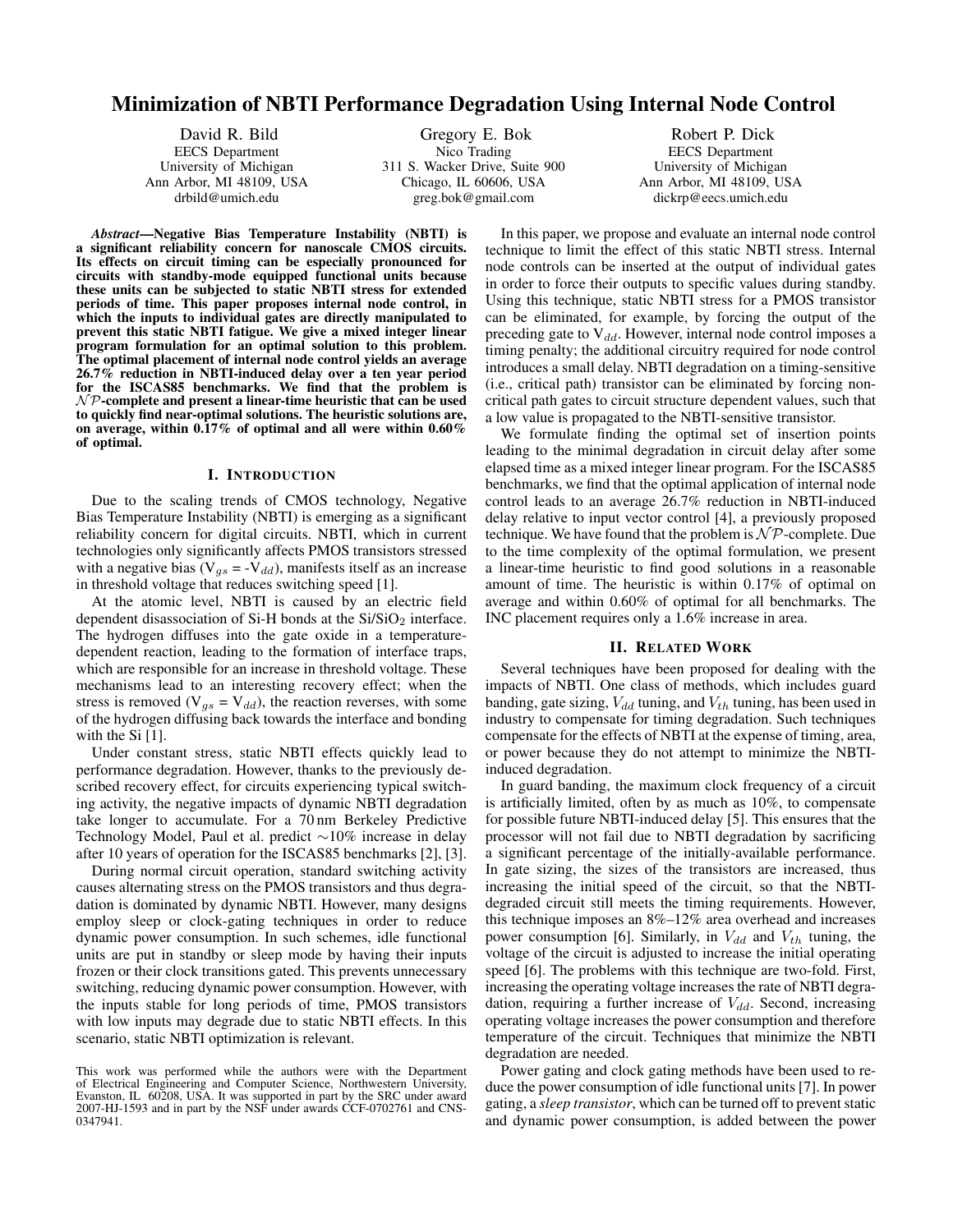# Minimization of NBTI Performance Degradation Using Internal Node Control

David R. Bild
EECS Department
University of Michigan
Ann Arbor, MI 48109, USA
drbild@umich.edu

Gregory E. Bok
Nico Trading
311 S. Wacker Drive, Suite 900
Chicago, IL 60606, USA
greg.bok@gmail.com

Robert P. Dick
EECS Department
University of Michigan
Ann Arbor, MI 48109, USA
dickrp@eecs.umich.edu

***Abstract*—Negative Bias Temperature Instability (NBTI) is a significant reliability concern for nanoscale CMOS circuits. Its effects on circuit timing can be especially pronounced for circuits with standby-mode equipped functional units because these units can be subjected to static NBTI stress for extended periods of time. This paper proposes internal node control, in which the inputs to individual gates are directly manipulated to prevent this static NBTI fatigue. We give a mixed integer linear program formulation for an optimal solution to this problem. The optimal placement of internal node control yields an average 26.7% reduction in NBTI-induced delay over a ten year period for the ISCAS85 benchmarks. We find that the problem is $\mathcal{NP}$-complete and present a linear-time heuristic that can be used to quickly find near-optimal solutions. The heuristic solutions are, on average, within 0.17% of optimal and all were within 0.60% of optimal.**

## I. Introduction

Due to the scaling trends of CMOS technology, Negative Bias Temperature Instability (NBTI) is emerging as a significant reliability concern for digital circuits. NBTI, which in current technologies only significantly affects PMOS transistors stressed with a negative bias ($V_{gs} = -V_{dd}$), manifests itself as an increase in threshold voltage that reduces switching speed [1].

At the atomic level, NBTI is caused by an electric field dependent disassociation of Si-H bonds at the Si/$SiO_2$ interface. The hydrogen diffuses into the gate oxide in a temperature-dependent reaction, leading to the formation of interface traps, which are responsible for an increase in threshold voltage. These mechanisms lead to an interesting recovery effect; when the stress is removed ($V_{gs} = V_{dd}$), the reaction reverses, with some of the hydrogen diffusing back towards the interface and bonding with the Si [1].

Under constant stress, static NBTI effects quickly lead to performance degradation. However, thanks to the previously described recovery effect, for circuits experiencing typical switching activity, the negative impacts of dynamic NBTI degradation take longer to accumulate. For a 70 nm Berkeley Predictive Technology Model, Paul et al. predict ~10% increase in delay after 10 years of operation for the ISCAS85 benchmarks [2], [3].

During normal circuit operation, standard switching activity causes alternating stress on the PMOS transistors and thus degradation is dominated by dynamic NBTI. However, many designs employ sleep or clock-gating techniques in order to reduce dynamic power consumption. In such schemes, idle functional units are put in standby or sleep mode by having their inputs frozen or their clock transitions gated. This prevents unnecessary switching, reducing dynamic power consumption. However, with the inputs stable for long periods of time, PMOS transistors with low inputs may degrade due to static NBTI effects. In this scenario, static NBTI optimization is relevant.

In this paper, we propose and evaluate an internal node control technique to limit the effect of this static NBTI stress. Internal node controls can be inserted at the output of individual gates in order to force their outputs to specific values during standby. Using this technique, static NBTI stress for a PMOS transistor can be eliminated, for example, by forcing the output of the preceding gate to $V_{dd}$. However, internal node control imposes a timing penalty; the additional circuitry required for node control introduces a small delay. NBTI degradation on a timing-sensitive (i.e., critical path) transistor can be eliminated by forcing non-critical path gates to circuit structure dependent values, such that a low value is propagated to the NBTI-sensitive transistor.

We formulate finding the optimal set of insertion points leading to the minimal degradation in circuit delay after some elapsed time as a mixed integer linear program. For the ISCAS85 benchmarks, we find that the optimal application of internal node control leads to an average 26.7% reduction in NBTI-induced delay relative to input vector control [4], a previously proposed technique. We have found that the problem is $\mathcal{NP}$-complete. Due to the time complexity of the optimal formulation, we present a linear-time heuristic to find good solutions in a reasonable amount of time. The heuristic is within 0.17% of optimal on average and within 0.60% of optimal for all benchmarks. The INC placement requires only a 1.6% increase in area.

## II. Related Work

Several techniques have been proposed for dealing with the impacts of NBTI. One class of methods, which includes guard banding, gate sizing, $V_{dd}$ tuning, and $V_{th}$ tuning, has been used in industry to compensate for timing degradation. Such techniques compensate for the effects of NBTI at the expense of timing, area, or power because they do not attempt to minimize the NBTI-induced degradation.

In guard banding, the maximum clock frequency of a circuit is artificially limited, often by as much as 10%, to compensate for possible future NBTI-induced delay [5]. This ensures that the processor will not fail due to NBTI degradation by sacrificing a significant percentage of the initially-available performance. In gate sizing, the sizes of the transistors are increased, thus increasing the initial speed of the circuit, so that the NBTI-degraded circuit still meets the timing requirements. However, this technique imposes an 8%–12% area overhead and increases power consumption [6]. Similarly, in $V_{dd}$ and $V_{th}$ tuning, the voltage of the circuit is adjusted to increase the initial operating speed [6]. The problems with this technique are two-fold. First, increasing the operating voltage increases the rate of NBTI degradation, requiring a further increase of $V_{dd}$. Second, increasing operating voltage increases the power consumption and therefore temperature of the circuit. Techniques that minimize the NBTI degradation are needed.

Power gating and clock gating methods have been used to reduce the power consumption of idle functional units [7]. In power gating, a *sleep transistor*, which can be turned off to prevent static and dynamic power consumption, is added between the power

This work was performed while the authors were with the Department of Electrical Engineering and Computer Science, Northwestern University, Evanston, IL 60208, USA. It was supported in part by the SRC under award 2007-HJ-1593 and in part by the NSF under awards CCF-0702761 and CNS-0347941.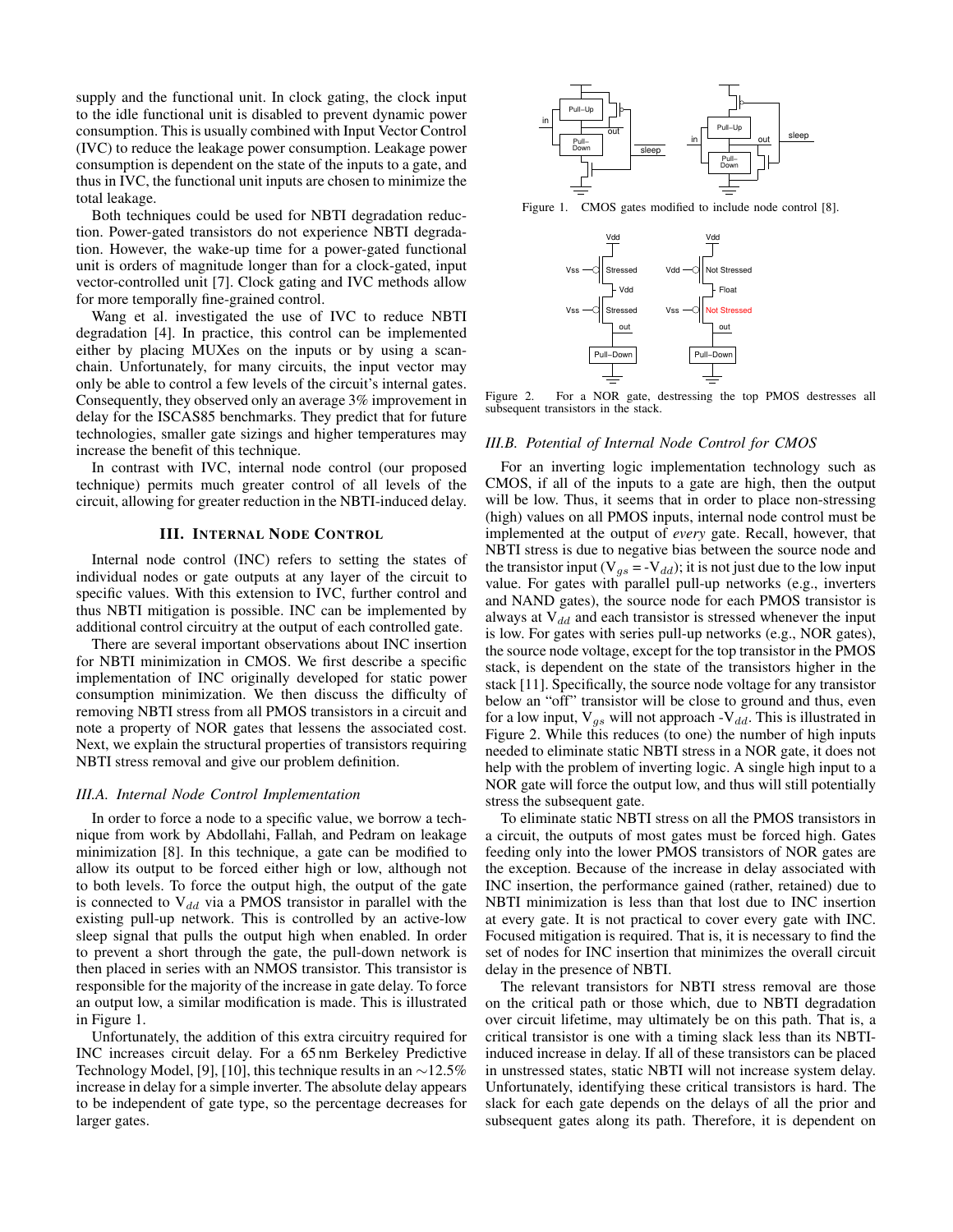supply and the functional unit. In clock gating, the clock input to the idle functional unit is disabled to prevent dynamic power consumption. This is usually combined with Input Vector Control (IVC) to reduce the leakage power consumption. Leakage power consumption is dependent on the state of the inputs to a gate, and thus in IVC, the functional unit inputs are chosen to minimize the total leakage.

Both techniques could be used for NBTI degradation reduction. Power-gated transistors do not experience NBTI degradation. However, the wake-up time for a power-gated functional unit is orders of magnitude longer than for a clock-gated, input vector-controlled unit [7]. Clock gating and IVC methods allow for more temporally fine-grained control.

Wang et al. investigated the use of IVC to reduce NBTI degradation [4]. In practice, this control can be implemented either by placing MUXes on the inputs or by using a scan-chain. Unfortunately, for many circuits, the input vector may only be able to control a few levels of the circuit's internal gates. Consequently, they observed only an average 3% improvement in delay for the ISCAS85 benchmarks. They predict that for future technologies, smaller gate sizings and higher temperatures may increase the benefit of this technique.

In contrast with IVC, internal node control (our proposed technique) permits much greater control of all levels of the circuit, allowing for greater reduction in the NBTI-induced delay.

## III. Internal Node Control

Internal node control (INC) refers to setting the states of individual nodes or gate outputs at any layer of the circuit to specific values. With this extension to IVC, further control and thus NBTI mitigation is possible. INC can be implemented by additional control circuitry at the output of each controlled gate.

There are several important observations about INC insertion for NBTI minimization in CMOS. We first describe a specific implementation of INC originally developed for static power consumption minimization. We then discuss the difficulty of removing NBTI stress from all PMOS transistors in a circuit and note a property of NOR gates that lessens the associated cost. Next, we explain the structural properties of transistors requiring NBTI stress removal and give our problem definition.

### III.A. Internal Node Control Implementation

In order to force a node to a specific value, we borrow a technique from work by Abdollahi, Fallah, and Pedram on leakage minimization [8]. In this technique, a gate can be modified to allow its output to be forced either high or low, although not to both levels. To force the output high, the output of the gate is connected to $V_{dd}$ via a PMOS transistor in parallel with the existing pull-up network. This is controlled by an active-low sleep signal that pulls the output high when enabled. In order to prevent a short through the gate, the pull-down network is then placed in series with an NMOS transistor. This transistor is responsible for the majority of the increase in gate delay. To force an output low, a similar modification is made. This is illustrated in Figure 1.

Unfortunately, the addition of this extra circuitry required for INC increases circuit delay. For a 65 nm Berkeley Predictive Technology Model, [9], [10], this technique results in an ∼12.5% increase in delay for a simple inverter. The absolute delay appears to be independent of gate type, so the percentage decreases for larger gates.

Figure 1. CMOS gates modified to include node control [8].

Figure 2. For a NOR gate, destressing the top PMOS destresses all subsequent transistors in the stack.

### III.B. Potential of Internal Node Control for CMOS

For an inverting logic implementation technology such as CMOS, if all of the inputs to a gate are high, then the output will be low. Thus, it seems that in order to place non-stressing (high) values on all PMOS inputs, internal node control must be implemented at the output of *every* gate. Recall, however, that NBTI stress is due to negative bias between the source node and the transistor input ($V_{gs}$ = -$V_{dd}$); it is not just due to the low input value. For gates with parallel pull-up networks (e.g., inverters and NAND gates), the source node for each PMOS transistor is always at $V_{dd}$ and each transistor is stressed whenever the input is low. For gates with series pull-up networks (e.g., NOR gates), the source node voltage, except for the top transistor in the PMOS stack, is dependent on the state of the transistors higher in the stack [11]. Specifically, the source node voltage for any transistor below an "off" transistor will be close to ground and thus, even for a low input, $V_{gs}$ will not approach -$V_{dd}$. This is illustrated in Figure 2. While this reduces (to one) the number of high inputs needed to eliminate static NBTI stress in a NOR gate, it does not help with the problem of inverting logic. A single high input to a NOR gate will force the output low, and thus will still potentially stress the subsequent gate.

To eliminate static NBTI stress on all the PMOS transistors in a circuit, the outputs of most gates must be forced high. Gates feeding only into the lower PMOS transistors of NOR gates are the exception. Because of the increase in delay associated with INC insertion, the performance gained (rather, retained) due to NBTI minimization is less than that lost due to INC insertion at every gate. It is not practical to cover every gate with INC. Focused mitigation is required. That is, it is necessary to find the set of nodes for INC insertion that minimizes the overall circuit delay in the presence of NBTI.

The relevant transistors for NBTI stress removal are those on the critical path or those which, due to NBTI degradation over circuit lifetime, may ultimately be on this path. That is, a critical transistor is one with a timing slack less than its NBTI-induced increase in delay. If all of these transistors can be placed in unstressed states, static NBTI will not increase system delay. Unfortunately, identifying these critical transistors is hard. The slack for each gate depends on the delays of all the prior and subsequent gates along its path. Therefore, it is dependent on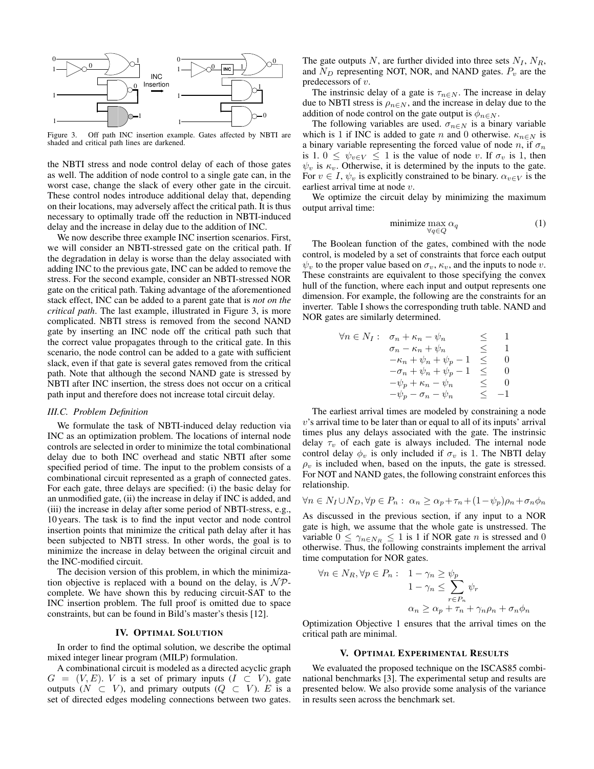Figure 3. Off path INC insertion example. Gates affected by NBTI are shaded and critical path lines are darkened.

the NBTI stress and node control delay of each of those gates as well. The addition of node control to a single gate can, in the worst case, change the slack of every other gate in the circuit. These control nodes introduce additional delay that, depending on their locations, may adversely affect the critical path. It is thus necessary to optimally trade off the reduction in NBTI-induced delay and the increase in delay due to the addition of INC.

We now describe three example INC insertion scenarios. First, we will consider an NBTI-stressed gate on the critical path. If the degradation in delay is worse than the delay associated with adding INC to the previous gate, INC can be added to remove the stress. For the second example, consider an NBTI-stressed NOR gate on the critical path. Taking advantage of the aforementioned stack effect, INC can be added to a parent gate that is *not on the critical path*. The last example, illustrated in Figure 3, is more complicated. NBTI stress is removed from the second NAND gate by inserting an INC node off the critical path such that the correct value propagates through to the critical gate. In this scenario, the node control can be added to a gate with sufficient slack, even if that gate is several gates removed from the critical path. Note that although the second NAND gate is stressed by NBTI after INC insertion, the stress does not occur on a critical path input and therefore does not increase total circuit delay.

### III.C. Problem Definition

We formulate the task of NBTI-induced delay reduction via INC as an optimization problem. The locations of internal node controls are selected in order to minimize the total combinational delay due to both INC overhead and static NBTI after some specified period of time. The input to the problem consists of a combinational circuit represented as a graph of connected gates. For each gate, three delays are specified: (i) the basic delay for an unmodified gate, (ii) the increase in delay if INC is added, and (iii) the increase in delay after some period of NBTI-stress, e.g., 10 years. The task is to find the input vector and node control insertion points that minimize the critical path delay after it has been subjected to NBTI stress. In other words, the goal is to minimize the increase in delay between the original circuit and the INC-modified circuit.

The decision version of this problem, in which the minimization objective is replaced with a bound on the delay, is $\mathcal{NP}$-complete. We have shown this by reducing circuit-SAT to the INC insertion problem. The full proof is omitted due to space constraints, but can be found in Bild's master's thesis [12].

## IV. Optimal Solution

In order to find the optimal solution, we describe the optimal mixed integer linear program (MILP) formulation.

A combinational circuit is modeled as a directed acyclic graph $G = (V, E)$. $V$ is a set of primary inputs ($I \subset V$), gate outputs ($N \subset V$), and primary outputs ($Q \subset V$). $E$ is a set of directed edges modeling connections between two gates. The gate outputs $N$, are further divided into three sets $N_I$, $N_R$, and $N_D$ representing NOT, NOR, and NAND gates. $P_v$ are the predecessors of $v$.

The instrinsic delay of a gate is $\tau_{n\in N}$. The increase in delay due to NBTI stress is $\rho_{n\in N}$, and the increase in delay due to the addition of node control on the gate output is $\phi_{n\in N}$.

The following variables are used. $\sigma_{n\in N}$ is a binary variable which is 1 if INC is added to gate $n$ and 0 otherwise. $\kappa_{n\in N}$ is a binary variable representing the forced value of node $n$, if $\sigma_n$ is 1. $0 \leq \psi_{v\in V} \leq 1$ is the value of node $v$. If $\sigma_v$ is 1, then $\psi_v$ is $\kappa_v$. Otherwise, it is determined by the inputs to the gate. For $v \in I$, $\psi_v$ is explicitly constrained to be binary. $\alpha_{v\in V}$ is the earliest arrival time at node $v$.

We optimize the circuit delay by minimizing the maximum output arrival time:

$$\text{minimize} \max_{\forall q\in Q} \alpha_q \tag{1}$$

The Boolean function of the gates, combined with the node control, is modeled by a set of constraints that force each output $\psi_v$ to the proper value based on $\sigma_v$, $\kappa_v$, and the inputs to node $v$. These constraints are equivalent to those specifying the convex hull of the function, where each input and output represents one dimension. For example, the following are the constraints for an inverter. Table I shows the corresponding truth table. NAND and NOR gates are similarly determined.

$$\begin{aligned}
\forall n \in N_I : \quad & \sigma_n + \kappa_n - \psi_n & \leq & \quad 1 \\
& \sigma_n - \kappa_n + \psi_n & \leq & \quad 1 \\
& -\kappa_n + \psi_n + \psi_p - 1 & \leq & \quad 0 \\
& -\sigma_n + \psi_n + \psi_p - 1 & \leq & \quad 0 \\
& -\psi_p + \kappa_n - \psi_n & \leq & \quad 0 \\
& -\psi_p - \sigma_n - \psi_n & \leq & \ -1
\end{aligned}$$

The earliest arrival times are modeled by constraining a node $v$'s arrival time to be later than or equal to all of its inputs' arrival times plus any delays associated with the gate. The instrinsic delay $\tau_v$ of each gate is always included. The internal node control delay $\phi_v$ is only included if $\sigma_v$ is 1. The NBTI delay $\rho_v$ is included when, based on the inputs, the gate is stressed. For NOT and NAND gates, the following constraint enforces this relationship.

$$\forall n \in N_I \cup N_D, \forall p \in P_n : \ \alpha_n \geq \alpha_p + \tau_n + (1 - \psi_p)\rho_n + \sigma_n \phi_n$$

As discussed in the previous section, if any input to a NOR gate is high, we assume that the whole gate is unstressed. The variable $0 \leq \gamma_{n\in N_R} \leq 1$ is 1 if NOR gate $n$ is stressed and 0 otherwise. Thus, the following constraints implement the arrival time computation for NOR gates.

$$\begin{aligned}
\forall n \in N_R, \forall p \in P_n : \quad & 1 - \gamma_n \geq \psi_p \\
& 1 - \gamma_n \leq \sum_{r\in P_n} \psi_r \\
& \alpha_n \geq \alpha_p + \tau_n + \gamma_n \rho_n + \sigma_n \phi_n
\end{aligned}$$

Optimization Objective 1 ensures that the arrival times on the critical path are minimal.

## V. Optimal Experimental Results

We evaluated the proposed technique on the ISCAS85 combinational benchmarks [3]. The experimental setup and results are presented below. We also provide some analysis of the variance in results seen across the benchmark set.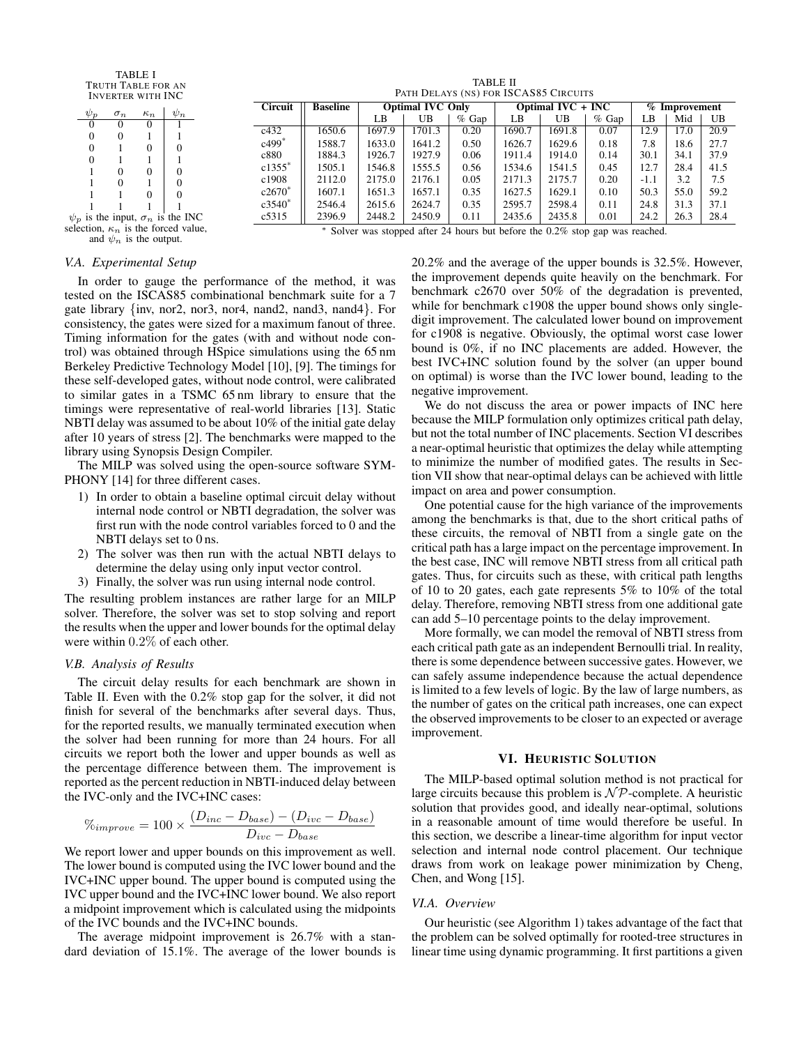TABLE I
TRUTH TABLE FOR AN INVERTER WITH INC

| $\psi_p$ | $\sigma_n$ | $\kappa_n$ | $\psi_n$ |
|---|---|---|---|
| 0 | 0 | 0 | 1 |
| 0 | 0 | 1 | 1 |
| 0 | 1 | 0 | 0 |
| 0 | 1 | 1 | 1 |
| 1 | 0 | 0 | 0 |
| 1 | 0 | 1 | 0 |
| 1 | 1 | 0 | 0 |
| 1 | 1 | 1 | 1 |

$\psi_p$ is the input, $\sigma_n$ is the INC selection, $\kappa_n$ is the forced value, and $\psi_n$ is the output.

TABLE II
PATH DELAYS (NS) FOR ISCAS85 CIRCUITS

| Circuit | Baseline | Optimal IVC Only | | | Optimal IVC + INC | | | % Improvement | | |
|---|---|---|---|---|---|---|---|---|---|---|
| | | LB | UB | % Gap | LB | UB | % Gap | LB | Mid | UB |
| c432 | 1650.6 | 1697.9 | 1701.3 | 0.20 | 1690.7 | 1691.8 | 0.07 | 12.9 | 17.0 | 20.9 |
| c499* | 1588.7 | 1633.0 | 1641.2 | 0.50 | 1626.7 | 1629.6 | 0.18 | 7.8 | 18.6 | 27.7 |
| c880 | 1884.3 | 1926.7 | 1927.9 | 0.06 | 1911.4 | 1914.0 | 0.14 | 30.1 | 34.1 | 37.9 |
| c1355* | 1505.1 | 1546.8 | 1555.5 | 0.56 | 1534.6 | 1541.5 | 0.45 | 12.7 | 28.4 | 41.5 |
| c1908 | 2112.0 | 2175.0 | 2176.1 | 0.05 | 2171.3 | 2175.7 | 0.20 | -1.1 | 3.2 | 7.5 |
| c2670* | 1607.1 | 1651.3 | 1657.1 | 0.35 | 1627.5 | 1629.1 | 0.10 | 50.3 | 55.0 | 59.2 |
| c3540* | 2546.4 | 2615.6 | 2624.7 | 0.35 | 2595.7 | 2598.4 | 0.11 | 24.8 | 31.3 | 37.1 |
| c5315 | 2396.9 | 2448.2 | 2450.9 | 0.11 | 2435.6 | 2435.8 | 0.01 | 24.2 | 26.3 | 28.4 |

* Solver was stopped after 24 hours but before the 0.2% stop gap was reached.

### V.A. Experimental Setup

In order to gauge the performance of the method, it was tested on the ISCAS85 combinational benchmark suite for a 7 gate library {inv, nor2, nor3, nor4, nand2, nand3, nand4}. For consistency, the gates were sized for a maximum fanout of three. Timing information for the gates (with and without node control) was obtained through HSpice simulations using the 65 nm Berkeley Predictive Technology Model [10], [9]. The timings for these self-developed gates, without node control, were calibrated to similar gates in a TSMC 65 nm library to ensure that the timings were representative of real-world libraries [13]. Static NBTI delay was assumed to be about 10% of the initial gate delay after 10 years of stress [2]. The benchmarks were mapped to the library using Synopsis Design Compiler.

The MILP was solved using the open-source software SYMPHONY [14] for three different cases.

1) In order to obtain a baseline optimal circuit delay without internal node control or NBTI degradation, the solver was first run with the node control variables forced to 0 and the NBTI delays set to 0 ns.
2) The solver was then run with the actual NBTI delays to determine the delay using only input vector control.
3) Finally, the solver was run using internal node control.

The resulting problem instances are rather large for an MILP solver. Therefore, the solver was set to stop solving and report the results when the upper and lower bounds for the optimal delay were within $0.2\%$ of each other.

### V.B. Analysis of Results

The circuit delay results for each benchmark are shown in Table II. Even with the 0.2% stop gap for the solver, it did not finish for several of the benchmarks after several days. Thus, for the reported results, we manually terminated execution when the solver had been running for more than 24 hours. For all circuits we report both the lower and upper bounds as well as the percentage difference between them. The improvement is reported as the percent reduction in NBTI-induced delay between the IVC-only and the IVC+INC cases:

$$\%_{improve} = 100 \times \frac{(D_{inc} - D_{base}) - (D_{ivc} - D_{base})}{D_{ivc} - D_{base}}$$

We report lower and upper bounds on this improvement as well. The lower bound is computed using the IVC lower bound and the IVC+INC upper bound. The upper bound is computed using the IVC upper bound and the IVC+INC lower bound. We also report a midpoint improvement which is calculated using the midpoints of the IVC bounds and the IVC+INC bounds.

The average midpoint improvement is 26.7% with a standard deviation of 15.1%. The average of the lower bounds is 20.2% and the average of the upper bounds is 32.5%. However, the improvement depends quite heavily on the benchmark. For benchmark c2670 over 50% of the degradation is prevented, while for benchmark c1908 the upper bound shows only single-digit improvement. The calculated lower bound on improvement for c1908 is negative. Obviously, the optimal worst case lower bound is 0%, if no INC placements are added. However, the best IVC+INC solution found by the solver (an upper bound on optimal) is worse than the IVC lower bound, leading to the negative improvement.

We do not discuss the area or power impacts of INC here because the MILP formulation only optimizes critical path delay, but not the total number of INC placements. Section VI describes a near-optimal heuristic that optimizes the delay while attempting to minimize the number of modified gates. The results in Section VII show that near-optimal delays can be achieved with little impact on area and power consumption.

One potential cause for the high variance of the improvements among the benchmarks is that, due to the short critical paths of these circuits, the removal of NBTI from a single gate on the critical path has a large impact on the percentage improvement. In the best case, INC will remove NBTI stress from all critical path gates. Thus, for circuits such as these, with critical path lengths of 10 to 20 gates, each gate represents 5% to 10% of the total delay. Therefore, removing NBTI stress from one additional gate can add 5–10 percentage points to the delay improvement.

More formally, we can model the removal of NBTI stress from each critical path gate as an independent Bernoulli trial. In reality, there is some dependence between successive gates. However, we can safely assume independence because the actual dependence is limited to a few levels of logic. By the law of large numbers, as the number of gates on the critical path increases, one can expect the observed improvements to be closer to an expected or average improvement.

## VI. Heuristic Solution

The MILP-based optimal solution method is not practical for large circuits because this problem is $\mathcal{NP}$-complete. A heuristic solution that provides good, and ideally near-optimal, solutions in a reasonable amount of time would therefore be useful. In this section, we describe a linear-time algorithm for input vector selection and internal node control placement. Our technique draws from work on leakage power minimization by Cheng, Chen, and Wong [15].

### VI.A. Overview

Our heuristic (see Algorithm 1) takes advantage of the fact that the problem can be solved optimally for rooted-tree structures in linear time using dynamic programming. It first partitions a given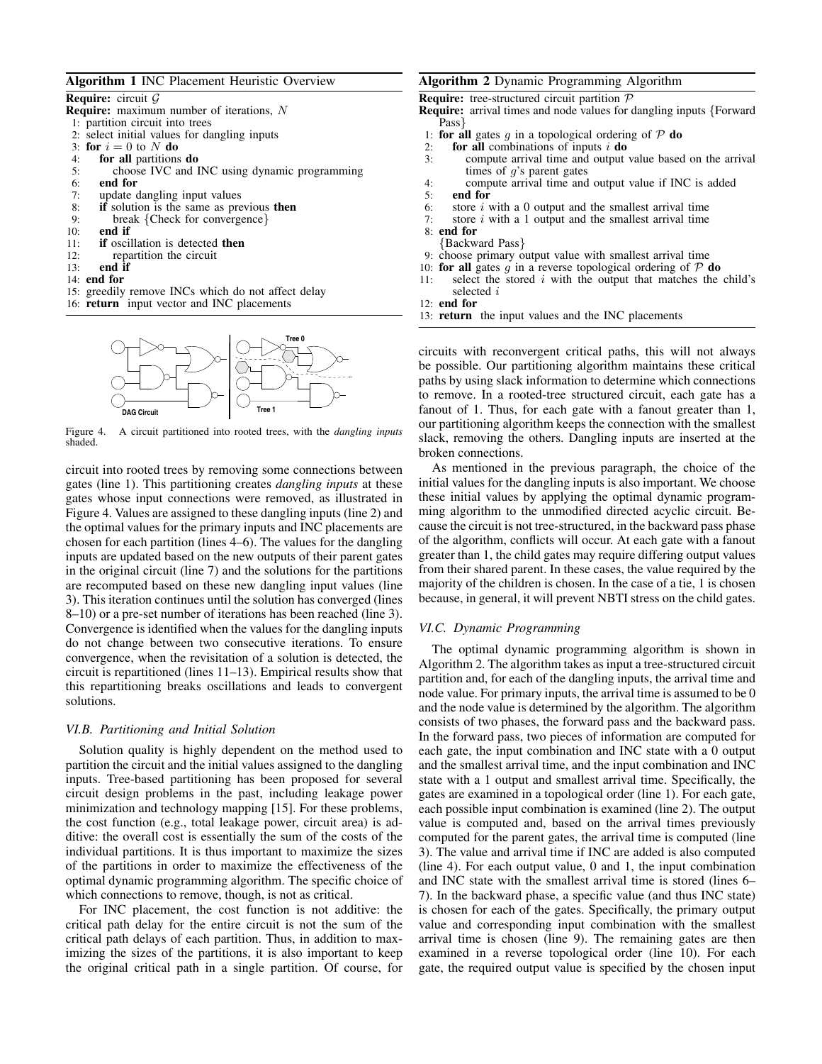**Algorithm 1** INC Placement Heuristic Overview

**Require:** circuit $\mathcal{G}$
**Require:** maximum number of iterations, $N$

```
 1: partition circuit into trees
 2: select initial values for dangling inputs
 3: for i = 0 to N do
 4:    for all partitions do
 5:       choose IVC and INC using dynamic programming
 6:    end for
 7:    update dangling input values
 8:    if solution is the same as previous then
 9:       break {Check for convergence}
10:    end if
11:    if oscillation is detected then
12:       repartition the circuit
13:    end if
14: end for
15: greedily remove INCs which do not affect delay
16: return input vector and INC placements
```

Figure 4. A circuit partitioned into rooted trees, with the *dangling inputs* shaded.

circuit into rooted trees by removing some connections between gates (line 1). This partitioning creates *dangling inputs* at these gates whose input connections were removed, as illustrated in Figure 4. Values are assigned to these dangling inputs (line 2) and the optimal values for the primary inputs and INC placements are chosen for each partition (lines 4–6). The values for the dangling inputs are updated based on the new outputs of their parent gates in the original circuit (line 7) and the solutions for the partitions are recomputed based on these new dangling input values (line 3). This iteration continues until the solution has converged (lines 8–10) or a pre-set number of iterations has been reached (line 3). Convergence is identified when the values for the dangling inputs do not change between two consecutive iterations. To ensure convergence, when the revisitation of a solution is detected, the circuit is repartitioned (lines 11–13). Empirical results show that this repartitioning breaks oscillations and leads to convergent solutions.

### VI.B. Partitioning and Initial Solution

Solution quality is highly dependent on the method used to partition the circuit and the initial values assigned to the dangling inputs. Tree-based partitioning has been proposed for several circuit design problems in the past, including leakage power minimization and technology mapping [15]. For these problems, the cost function (e.g., total leakage power, circuit area) is additive: the overall cost is essentially the sum of the costs of the individual partitions. It is thus important to maximize the sizes of the partitions in order to maximize the effectiveness of the optimal dynamic programming algorithm. The specific choice of which connections to remove, though, is not as critical.

For INC placement, the cost function is not additive: the critical path delay for the entire circuit is not the sum of the critical path delays of each partition. Thus, in addition to maximizing the sizes of the partitions, it is also important to keep the original critical path in a single partition. Of course, for circuits with reconvergent critical paths, this will not always be possible. Our partitioning algorithm maintains these critical paths by using slack information to determine which connections to remove. In a rooted-tree structured circuit, each gate has a fanout of 1. Thus, for each gate with a fanout greater than 1, our partitioning algorithm keeps the connection with the smallest slack, removing the others. Dangling inputs are inserted at the broken connections.

As mentioned in the previous paragraph, the choice of the initial values for the dangling inputs is also important. We choose these initial values by applying the optimal dynamic programming algorithm to the unmodified directed acyclic circuit. Because the circuit is not tree-structured, in the backward pass phase of the algorithm, conflicts will occur. At each gate with a fanout greater than 1, the child gates may require differing output values from their shared parent. In these cases, the value required by the majority of the children is chosen. In the case of a tie, 1 is chosen because, in general, it will prevent NBTI stress on the child gates.

**Algorithm 2** Dynamic Programming Algorithm

**Require:** tree-structured circuit partition $\mathcal{P}$
**Require:** arrival times and node values for dangling inputs {Forward Pass}

```
 1: for all gates g in a topological ordering of P do
 2:    for all combinations of inputs i do
 3:       compute arrival time and output value based on the arrival
          times of g's parent gates
 4:       compute arrival time and output value if INC is added
 5:    end for
 6:    store i with a 0 output and the smallest arrival time
 7:    store i with a 1 output and the smallest arrival time
 8: end for
    {Backward Pass}
 9: choose primary output value with smallest arrival time
10: for all gates g in a reverse topological ordering of P do
11:    select the stored i with the output that matches the child's
       selected i
12: end for
13: return the input values and the INC placements
```

### VI.C. Dynamic Programming

The optimal dynamic programming algorithm is shown in Algorithm 2. The algorithm takes as input a tree-structured circuit partition and, for each of the dangling inputs, the arrival time and node value. For primary inputs, the arrival time is assumed to be 0 and the node value is determined by the algorithm. The algorithm consists of two phases, the forward pass and the backward pass. In the forward pass, two pieces of information are computed for each gate, the input combination and INC state with a 0 output and the smallest arrival time, and the input combination and INC state with a 1 output and smallest arrival time. Specifically, the gates are examined in a topological order (line 1). For each gate, each possible input combination is examined (line 2). The output value is computed and, based on the arrival times previously computed for the parent gates, the arrival time is computed (line 3). The value and arrival time if INC are added is also computed (line 4). For each output value, 0 and 1, the input combination and INC state with the smallest arrival time is stored (lines 6–7). In the backward phase, a specific value (and thus INC state) is chosen for each of the gates. Specifically, the primary output value and corresponding input combination with the smallest arrival time is chosen (line 9). The remaining gates are then examined in a reverse topological order (line 10). For each gate, the required output value is specified by the chosen input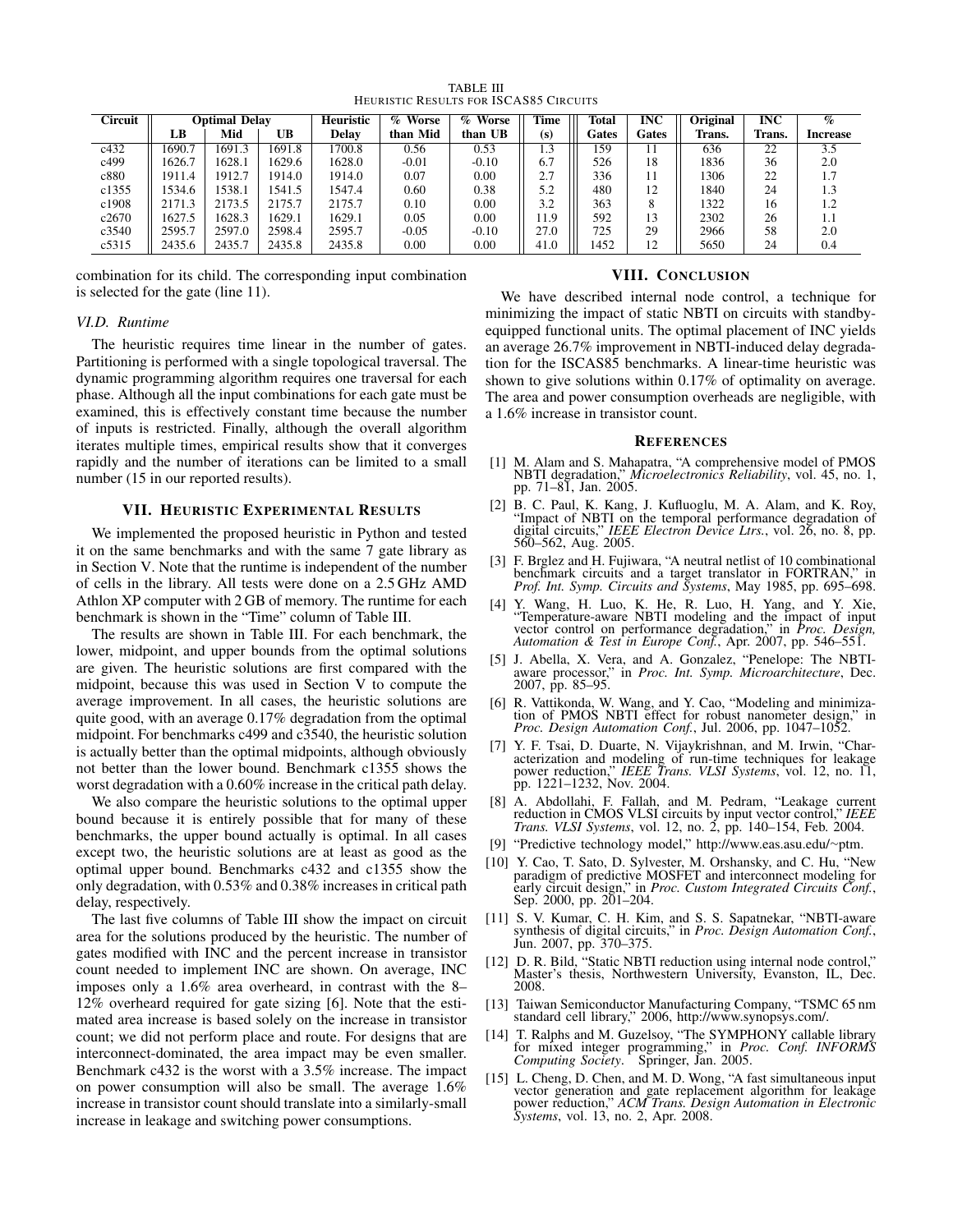TABLE III
HEURISTIC RESULTS FOR ISCAS85 CIRCUITS

| Circuit | Optimal Delay | | | Heuristic | % Worse | % Worse | Time | Total | INC | Original | INC | % |
|---|---|---|---|---|---|---|---|---|---|---|---|---|
| | LB | Mid | UB | Delay | than Mid | than UB | (s) | Gates | Gates | Trans. | Trans. | Increase |
| c432 | 1690.7 | 1691.3 | 1691.8 | 1700.8 | 0.56 | 0.53 | 1.3 | 159 | 11 | 636 | 22 | 3.5 |
| c499 | 1626.7 | 1628.1 | 1629.6 | 1628.0 | -0.01 | -0.10 | 6.7 | 526 | 18 | 1836 | 36 | 2.0 |
| c880 | 1911.4 | 1912.7 | 1914.0 | 1914.0 | 0.07 | 0.00 | 2.7 | 336 | 11 | 1306 | 22 | 1.7 |
| c1355 | 1534.6 | 1538.1 | 1541.5 | 1547.4 | 0.60 | 0.38 | 5.2 | 480 | 12 | 1840 | 24 | 1.3 |
| c1908 | 2171.3 | 2173.5 | 2175.7 | 2175.7 | 0.10 | 0.00 | 3.2 | 363 | 8 | 1322 | 16 | 1.2 |
| c2670 | 1627.5 | 1628.3 | 1629.1 | 1629.1 | 0.05 | 0.00 | 11.9 | 592 | 13 | 2302 | 26 | 1.1 |
| c3540 | 2595.7 | 2597.0 | 2598.4 | 2595.7 | -0.05 | -0.10 | 27.0 | 725 | 29 | 2966 | 58 | 2.0 |
| c5315 | 2435.6 | 2435.7 | 2435.8 | 2435.8 | 0.00 | 0.00 | 41.0 | 1452 | 12 | 5650 | 24 | 0.4 |

combination for its child. The corresponding input combination is selected for the gate (line 11).

### *VI.D. Runtime*

The heuristic requires time linear in the number of gates. Partitioning is performed with a single topological traversal. The dynamic programming algorithm requires one traversal for each phase. Although all the input combinations for each gate must be examined, this is effectively constant time because the number of inputs is restricted. Finally, although the overall algorithm iterates multiple times, empirical results show that it converges rapidly and the number of iterations can be limited to a small number (15 in our reported results).

## VII. Heuristic Experimental Results

We implemented the proposed heuristic in Python and tested it on the same benchmarks and with the same 7 gate library as in Section V. Note that the runtime is independent of the number of cells in the library. All tests were done on a 2.5 GHz AMD Athlon XP computer with 2 GB of memory. The runtime for each benchmark is shown in the "Time" column of Table III.

The results are shown in Table III. For each benchmark, the lower, midpoint, and upper bounds from the optimal solutions are given. The heuristic solutions are first compared with the midpoint, because this was used in Section V to compute the average improvement. In all cases, the heuristic solutions are quite good, with an average 0.17% degradation from the optimal midpoint. For benchmarks c499 and c3540, the heuristic solution is actually better than the optimal midpoints, although obviously not better than the lower bound. Benchmark c1355 shows the worst degradation with a 0.60% increase in the critical path delay.

We also compare the heuristic solutions to the optimal upper bound because it is entirely possible that for many of these benchmarks, the upper bound actually is optimal. In all cases except two, the heuristic solutions are at least as good as the optimal upper bound. Benchmarks c432 and c1355 show the only degradation, with 0.53% and 0.38% increases in critical path delay, respectively.

The last five columns of Table III show the impact on circuit area for the solutions produced by the heuristic. The number of gates modified with INC and the percent increase in transistor count needed to implement INC are shown. On average, INC imposes only a 1.6% area overheard, in contrast with the 8–12% overheard required for gate sizing [6]. Note that the estimated area increase is based solely on the increase in transistor count; we did not perform place and route. For designs that are interconnect-dominated, the area impact may be even smaller. Benchmark c432 is the worst with a 3.5% increase. The impact on power consumption will also be small. The average 1.6% increase in transistor count should translate into a similarly-small increase in leakage and switching power consumptions.

## VIII. Conclusion

We have described internal node control, a technique for minimizing the impact of static NBTI on circuits with standby-equipped functional units. The optimal placement of INC yields an average 26.7% improvement in NBTI-induced delay degradation for the ISCAS85 benchmarks. A linear-time heuristic was shown to give solutions within 0.17% of optimality on average. The area and power consumption overheads are negligible, with a 1.6% increase in transistor count.

## References

[1] M. Alam and S. Mahapatra, "A comprehensive model of PMOS NBTI degradation," *Microelectronics Reliability*, vol. 45, no. 1, pp. 71–81, Jan. 2005.

[2] B. C. Paul, K. Kang, J. Kufluoglu, M. A. Alam, and K. Roy, "Impact of NBTI on the temporal performance degradation of digital circuits," *IEEE Electron Device Ltrs.*, vol. 26, no. 8, pp. 560–562, Aug. 2005.

[3] F. Brglez and H. Fujiwara, "A neutral netlist of 10 combinational benchmark circuits and a target translator in FORTRAN," in *Prof. Int. Symp. Circuits and Systems*, May 1985, pp. 695–698.

[4] Y. Wang, H. Luo, K. He, R. Luo, H. Yang, and Y. Xie, "Temperature-aware NBTI modeling and the impact of input vector control on performance degradation," in *Proc. Design, Automation & Test in Europe Conf.*, Apr. 2007, pp. 546–551.

[5] J. Abella, X. Vera, and A. Gonzalez, "Penelope: The NBTI-aware processor," in *Proc. Int. Symp. Microarchitecture*, Dec. 2007, pp. 85–95.

[6] R. Vattikonda, W. Wang, and Y. Cao, "Modeling and minimization of PMOS NBTI effect for robust nanometer design," in *Proc. Design Automation Conf.*, Jul. 2006, pp. 1047–1052.

[7] Y. F. Tsai, D. Duarte, N. Vijaykrishnan, and M. Irwin, "Characterization and modeling of run-time techniques for leakage power reduction," *IEEE Trans. VLSI Systems*, vol. 12, no. 11, pp. 1221–1232, Nov. 2004.

[8] A. Abdollahi, F. Fallah, and M. Pedram, "Leakage current reduction in CMOS VLSI circuits by input vector control," *IEEE Trans. VLSI Systems*, vol. 12, no. 2, pp. 140–154, Feb. 2004.

[9] "Predictive technology model," http://www.eas.asu.edu/~ptm.

[10] Y. Cao, T. Sato, D. Sylvester, M. Orshansky, and C. Hu, "New paradigm of predictive MOSFET and interconnect modeling for early circuit design," in *Proc. Custom Integrated Circuits Conf.*, Sep. 2000, pp. 201–204.

[11] S. V. Kumar, C. H. Kim, and S. S. Sapatnekar, "NBTI-aware synthesis of digital circuits," in *Proc. Design Automation Conf.*, Jun. 2007, pp. 370–375.

[12] D. R. Bild, "Static NBTI reduction using internal node control," Master's thesis, Northwestern University, Evanston, IL, Dec. 2008.

[13] Taiwan Semiconductor Manufacturing Company, "TSMC 65 nm standard cell library," 2006, http://www.synopsys.com/.

[14] T. Ralphs and M. Guzelsoy, "The SYMPHONY callable library for mixed integer programming," in *Proc. Conf. INFORMS Computing Society*. Springer, Jan. 2005.

[15] L. Cheng, D. Chen, and M. D. Wong, "A fast simultaneous input vector generation and gate replacement algorithm for leakage power reduction," *ACM Trans. Design Automation in Electronic Systems*, vol. 13, no. 2, Apr. 2008.